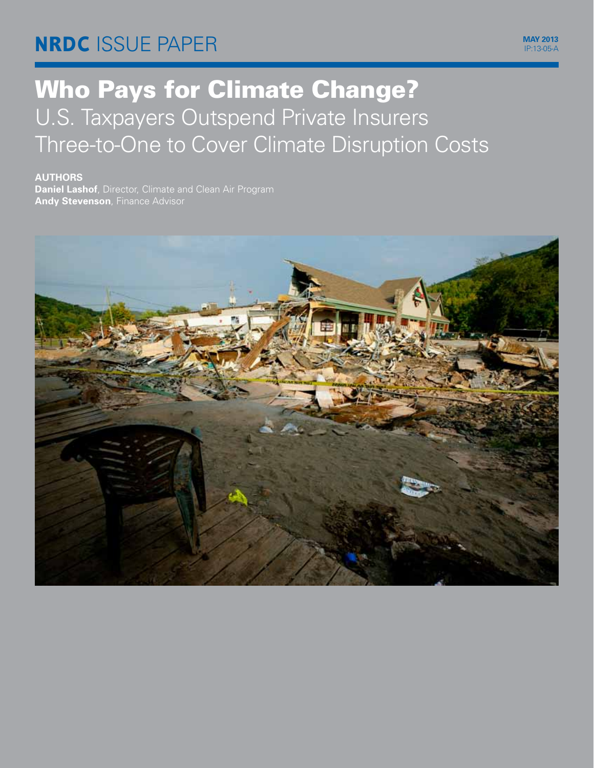# NRDC ISSUE PAPER

**MAY 2013**
IP:13-05-A

# Who Pays for Climate Change?

## U.S. Taxpayers Outspend Private Insurers Three-to-One to Cover Climate Disruption Costs

**AUTHORS**

**Daniel Lashof**, Director, Climate and Clean Air Program

**Andy Stevenson**, Finance Advisor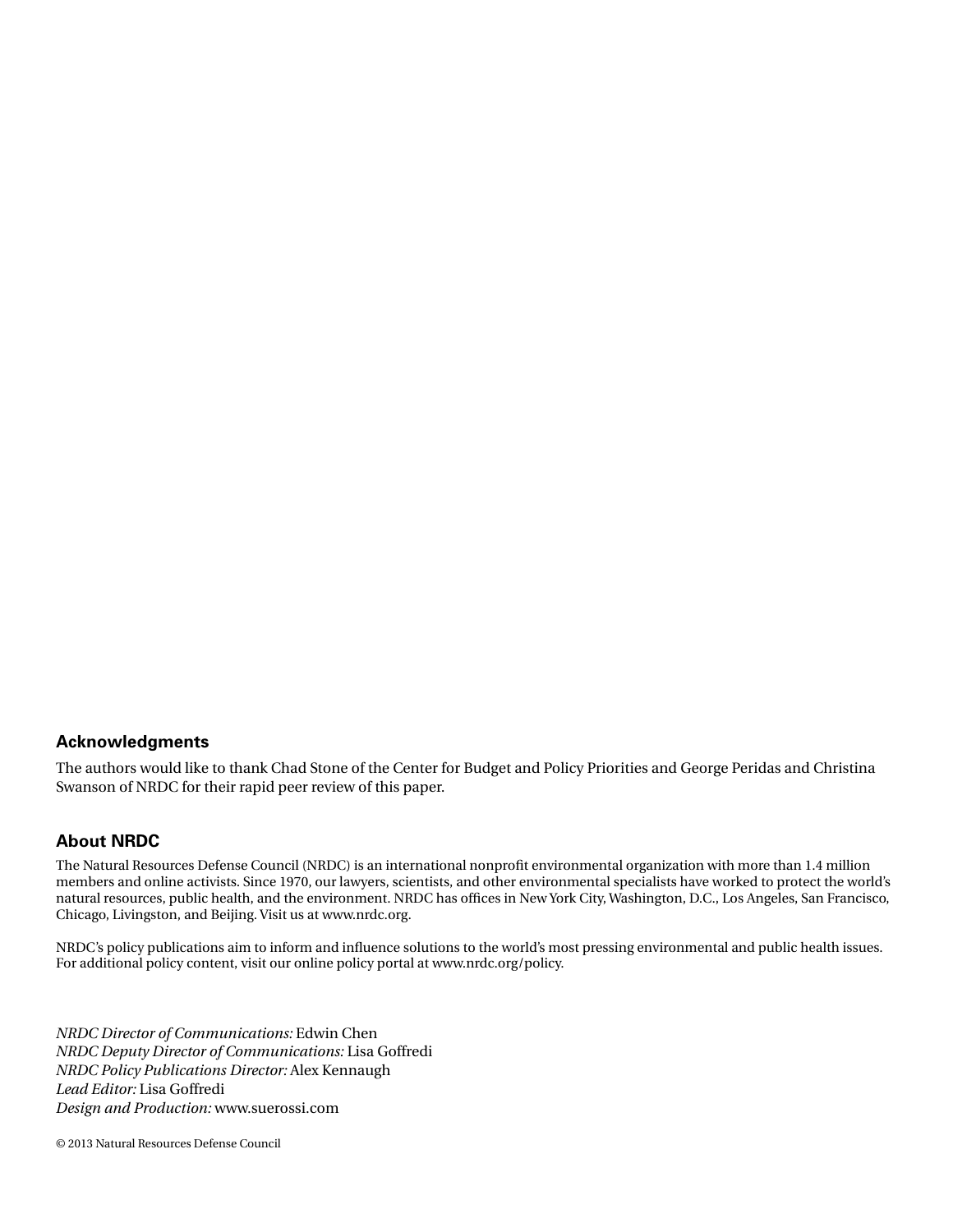## Acknowledgments

The authors would like to thank Chad Stone of the Center for Budget and Policy Priorities and George Peridas and Christina Swanson of NRDC for their rapid peer review of this paper.

## About NRDC

The Natural Resources Defense Council (NRDC) is an international nonprofit environmental organization with more than 1.4 million members and online activists. Since 1970, our lawyers, scientists, and other environmental specialists have worked to protect the world's natural resources, public health, and the environment. NRDC has offices in New York City, Washington, D.C., Los Angeles, San Francisco, Chicago, Livingston, and Beijing. Visit us at www.nrdc.org.

NRDC's policy publications aim to inform and influence solutions to the world's most pressing environmental and public health issues. For additional policy content, visit our online policy portal at www.nrdc.org/policy.

*NRDC Director of Communications:* Edwin Chen  
*NRDC Deputy Director of Communications:* Lisa Goffredi  
*NRDC Policy Publications Director:* Alex Kennaugh  
*Lead Editor:* Lisa Goffredi  
*Design and Production:* www.suerossi.com

© 2013 Natural Resources Defense Council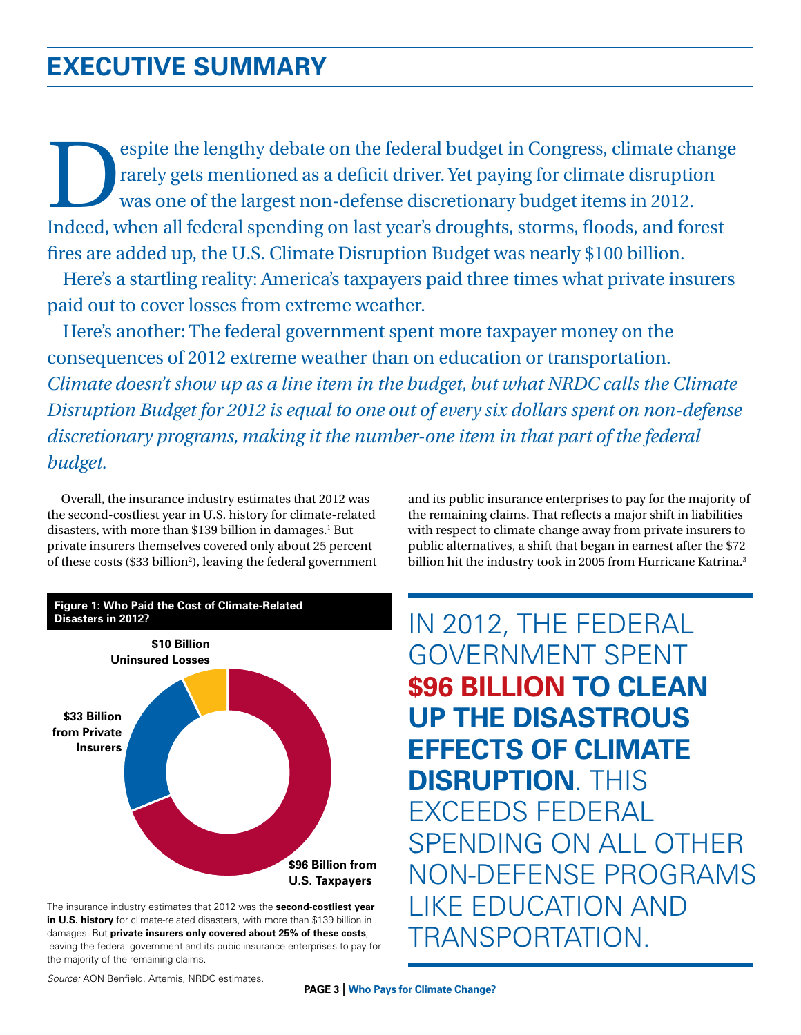# EXECUTIVE SUMMARY

Despite the lengthy debate on the federal budget in Congress, climate change rarely gets mentioned as a deficit driver. Yet paying for climate disruption was one of the largest non-defense discretionary budget items in 2012. Indeed, when all federal spending on last year's droughts, storms, floods, and forest fires are added up, the U.S. Climate Disruption Budget was nearly $100 billion.

Here's a startling reality: America's taxpayers paid three times what private insurers paid out to cover losses from extreme weather.

Here's another: The federal government spent more taxpayer money on the consequences of 2012 extreme weather than on education or transportation. *Climate doesn't show up as a line item in the budget, but what NRDC calls the Climate Disruption Budget for 2012 is equal to one out of every six dollars spent on non-defense discretionary programs, making it the number-one item in that part of the federal budget.*

Overall, the insurance industry estimates that 2012 was the second-costliest year in U.S. history for climate-related disasters, with more than $139 billion in damages.[1] But private insurers themselves covered only about 25 percent of these costs ($33 billion[2]), leaving the federal government and its public insurance enterprises to pay for the majority of the remaining claims. That reflects a major shift in liabilities with respect to climate change away from private insurers to public alternatives, a shift that began in earnest after the $72 billion hit the industry took in 2005 from Hurricane Katrina.[3]

**Figure 1: Who Paid the Cost of Climate-Related Disasters in 2012?**

| Source | Amount |
|---|---|
| Uninsured Losses | $10 Billion |
| Private Insurers | $33 Billion |
| U.S. Taxpayers | $96 Billion |

The insurance industry estimates that 2012 was the **second-costliest year in U.S. history** for climate-related disasters, with more than $139 billion in damages. But **private insurers only covered about 25% of these costs**, leaving the federal government and its pubic insurance enterprises to pay for the majority of the remaining claims.

*Source:* AON Benfield, Artemis, NRDC estimates.

IN 2012, THE FEDERAL GOVERNMENT SPENT **$96 BILLION TO CLEAN UP THE DISASTROUS EFFECTS OF CLIMATE DISRUPTION**. THIS EXCEEDS FEDERAL SPENDING ON ALL OTHER NON-DEFENSE PROGRAMS LIKE EDUCATION AND TRANSPORTATION.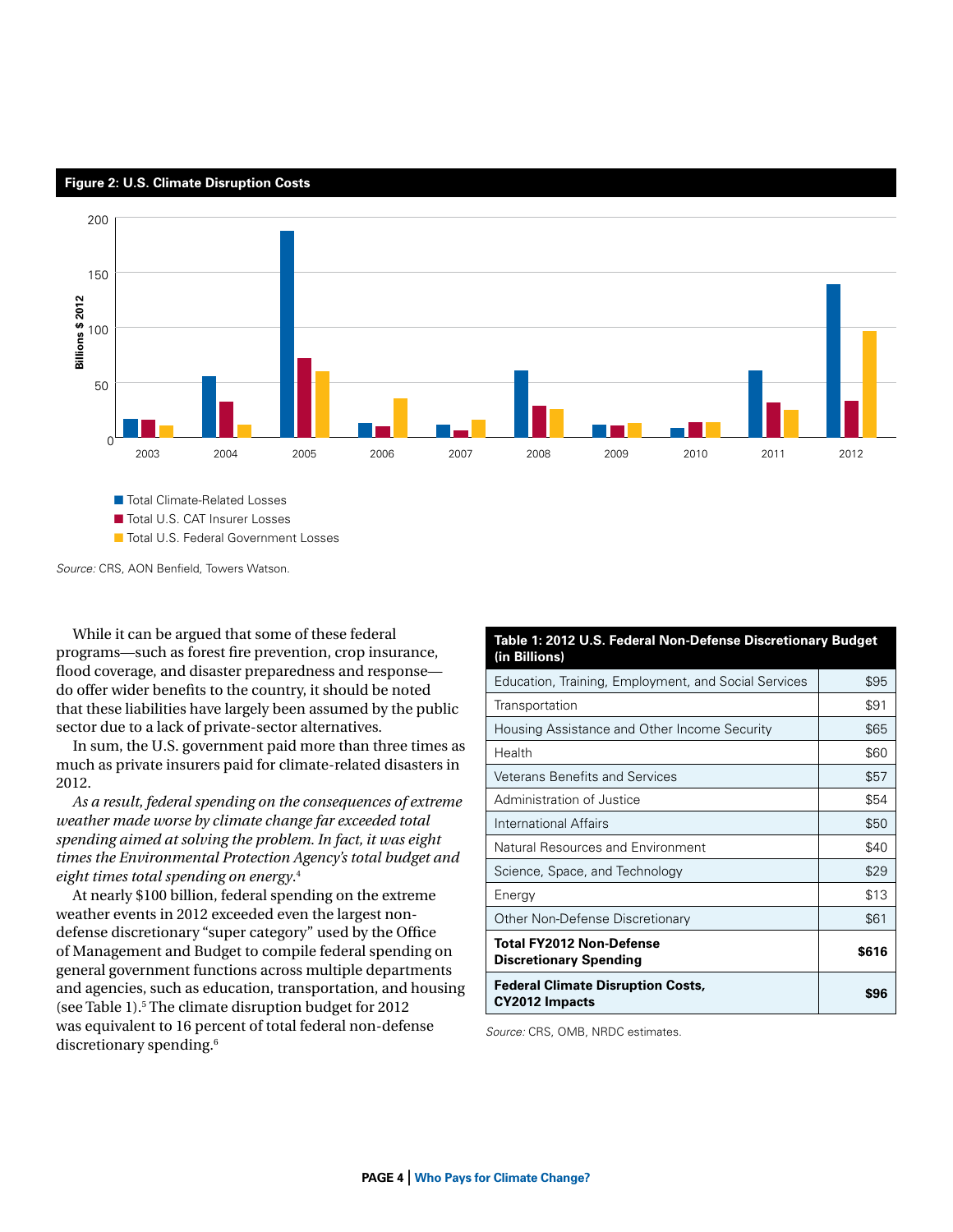**Figure 2: U.S. Climate Disruption Costs**

Billions $ 2012

- Total Climate-Related Losses
- Total U.S. CAT Insurer Losses
- Total U.S. Federal Government Losses

*Source:* CRS, AON Benfield, Towers Watson.

While it can be argued that some of these federal programs—such as forest fire prevention, crop insurance, flood coverage, and disaster preparedness and response—do offer wider benefits to the country, it should be noted that these liabilities have largely been assumed by the public sector due to a lack of private-sector alternatives.

In sum, the U.S. government paid more than three times as much as private insurers paid for climate-related disasters in 2012.

*As a result, federal spending on the consequences of extreme weather made worse by climate change far exceeded total spending aimed at solving the problem. In fact, it was eight times the Environmental Protection Agency's total budget and eight times total spending on energy.*[4]

At nearly $100 billion, federal spending on the extreme weather events in 2012 exceeded even the largest non-defense discretionary "super category" used by the Office of Management and Budget to compile federal spending on general government functions across multiple departments and agencies, such as education, transportation, and housing (see Table 1).[5] The climate disruption budget for 2012 was equivalent to 16 percent of total federal non-defense discretionary spending.[6]

**Table 1: 2012 U.S. Federal Non-Defense Discretionary Budget (in Billions)**

| Category | Amount |
|---|---|
| Education, Training, Employment, and Social Services | $95 |
| Transportation | $91 |
| Housing Assistance and Other Income Security | $65 |
| Health | $60 |
| Veterans Benefits and Services | $57 |
| Administration of Justice | $54 |
| International Affairs | $50 |
| Natural Resources and Environment | $40 |
| Science, Space, and Technology | $29 |
| Energy | $13 |
| Other Non-Defense Discretionary | $61 |
| **Total FY2012 Non-Defense Discretionary Spending** | **$616** |
| **Federal Climate Disruption Costs, CY2012 Impacts** | **$96** |

*Source:* CRS, OMB, NRDC estimates.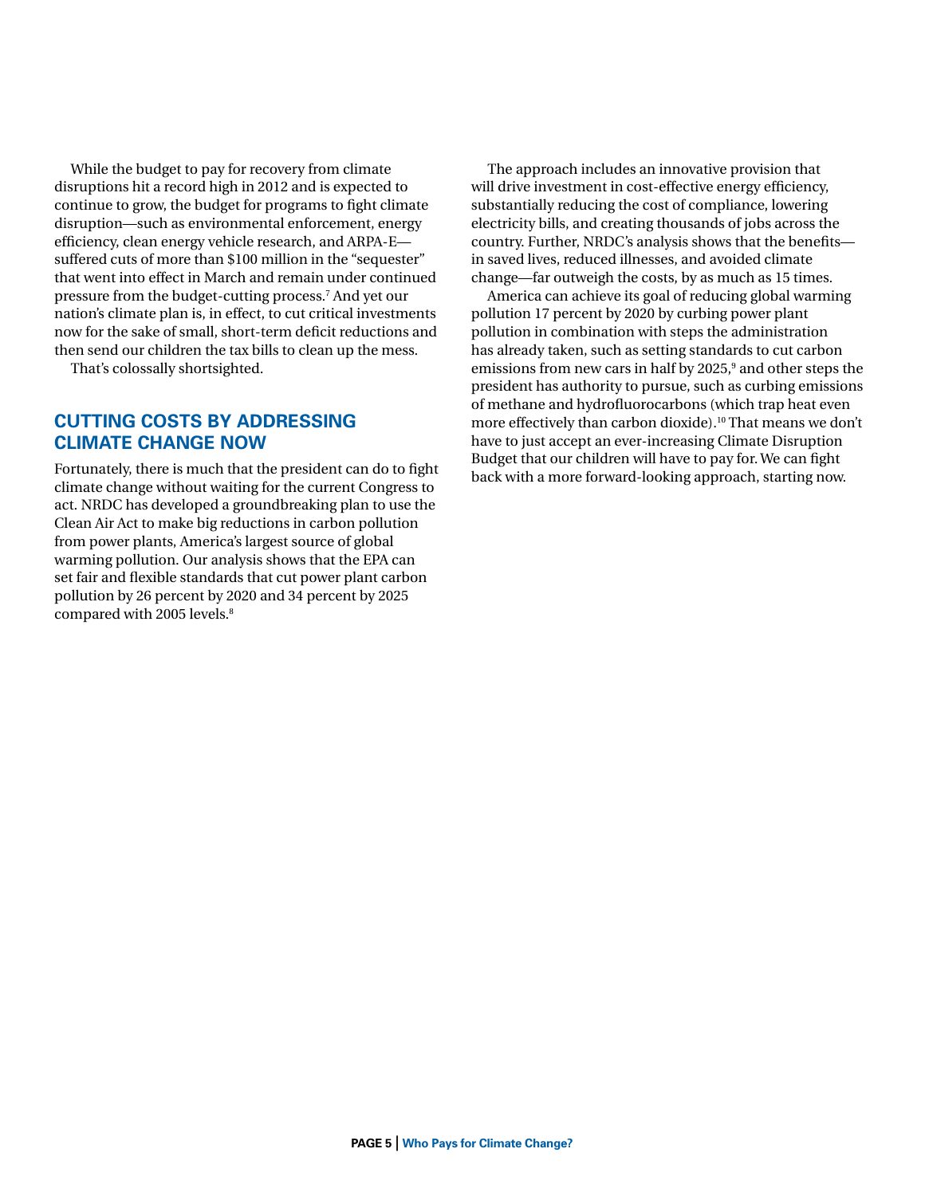While the budget to pay for recovery from climate disruptions hit a record high in 2012 and is expected to continue to grow, the budget for programs to fight climate disruption—such as environmental enforcement, energy efficiency, clean energy vehicle research, and ARPA-E—suffered cuts of more than $100 million in the "sequester" that went into effect in March and remain under continued pressure from the budget-cutting process.[7] And yet our nation's climate plan is, in effect, to cut critical investments now for the sake of small, short-term deficit reductions and then send our children the tax bills to clean up the mess.

That's colossally shortsighted.

## CUTTING COSTS BY ADDRESSING CLIMATE CHANGE NOW

Fortunately, there is much that the president can do to fight climate change without waiting for the current Congress to act. NRDC has developed a groundbreaking plan to use the Clean Air Act to make big reductions in carbon pollution from power plants, America's largest source of global warming pollution. Our analysis shows that the EPA can set fair and flexible standards that cut power plant carbon pollution by 26 percent by 2020 and 34 percent by 2025 compared with 2005 levels.[8]

The approach includes an innovative provision that will drive investment in cost-effective energy efficiency, substantially reducing the cost of compliance, lowering electricity bills, and creating thousands of jobs across the country. Further, NRDC's analysis shows that the benefits—in saved lives, reduced illnesses, and avoided climate change—far outweigh the costs, by as much as 15 times.

America can achieve its goal of reducing global warming pollution 17 percent by 2020 by curbing power plant pollution in combination with steps the administration has already taken, such as setting standards to cut carbon emissions from new cars in half by 2025,[9] and other steps the president has authority to pursue, such as curbing emissions of methane and hydrofluorocarbons (which trap heat even more effectively than carbon dioxide).[10] That means we don't have to just accept an ever-increasing Climate Disruption Budget that our children will have to pay for. We can fight back with a more forward-looking approach, starting now.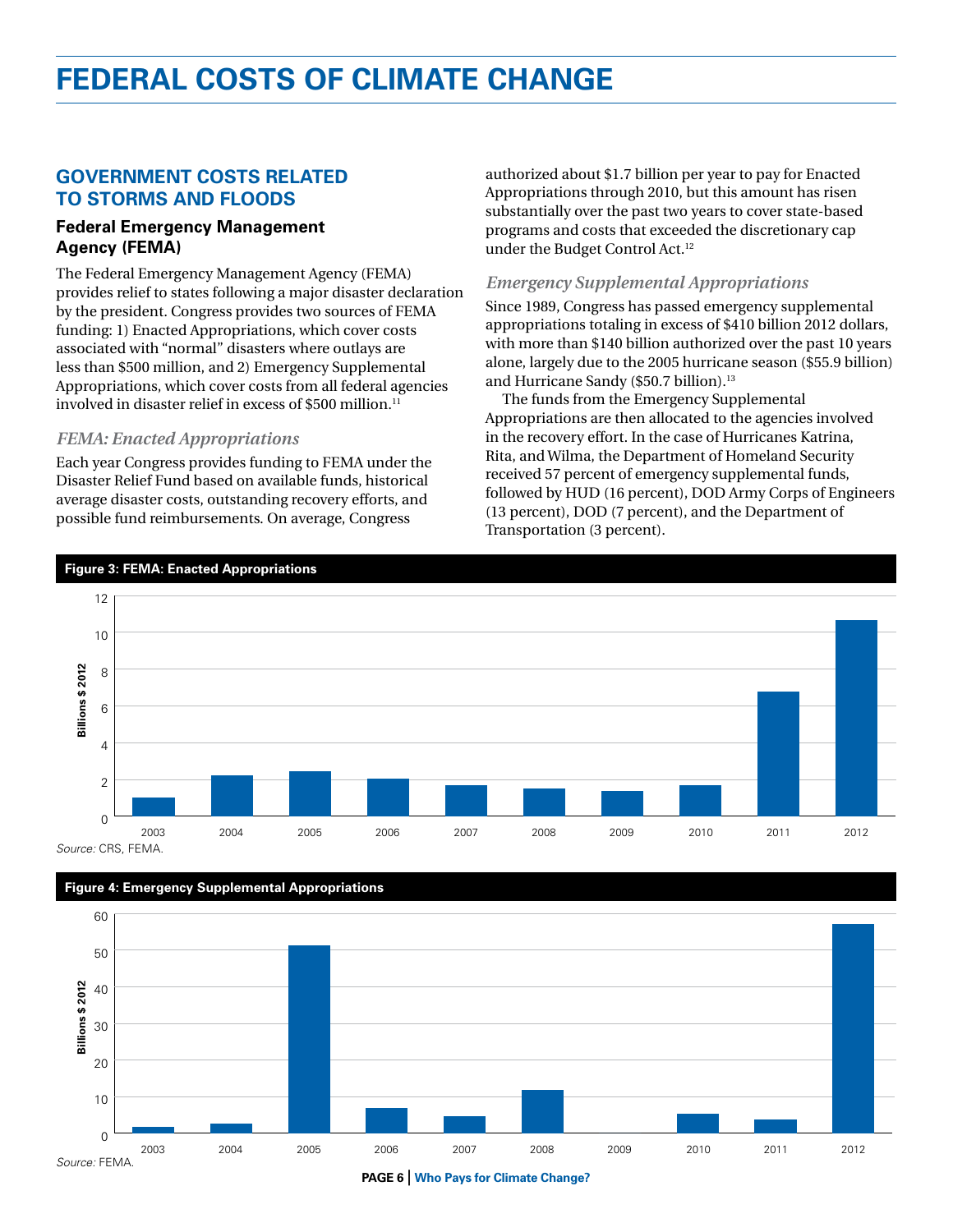# FEDERAL COSTS OF CLIMATE CHANGE

## GOVERNMENT COSTS RELATED TO STORMS AND FLOODS

### Federal Emergency Management Agency (FEMA)

The Federal Emergency Management Agency (FEMA) provides relief to states following a major disaster declaration by the president. Congress provides two sources of FEMA funding: 1) Enacted Appropriations, which cover costs associated with "normal" disasters where outlays are less than $500 million, and 2) Emergency Supplemental Appropriations, which cover costs from all federal agencies involved in disaster relief in excess of $500 million.[11]

#### *FEMA: Enacted Appropriations*

Each year Congress provides funding to FEMA under the Disaster Relief Fund based on available funds, historical average disaster costs, outstanding recovery efforts, and possible fund reimbursements. On average, Congress authorized about $1.7 billion per year to pay for Enacted Appropriations through 2010, but this amount has risen substantially over the past two years to cover state-based programs and costs that exceeded the discretionary cap under the Budget Control Act.[12]

#### *Emergency Supplemental Appropriations*

Since 1989, Congress has passed emergency supplemental appropriations totaling in excess of $410 billion 2012 dollars, with more than $140 billion authorized over the past 10 years alone, largely due to the 2005 hurricane season ($55.9 billion) and Hurricane Sandy ($50.7 billion).[13]

The funds from the Emergency Supplemental Appropriations are then allocated to the agencies involved in the recovery effort. In the case of Hurricanes Katrina, Rita, and Wilma, the Department of Homeland Security received 57 percent of emergency supplemental funds, followed by HUD (16 percent), DOD Army Corps of Engineers (13 percent), DOD (7 percent), and the Department of Transportation (3 percent).

**Figure 3: FEMA: Enacted Appropriations**

*Source:* CRS, FEMA.

**Figure 4: Emergency Supplemental Appropriations**

*Source:* FEMA.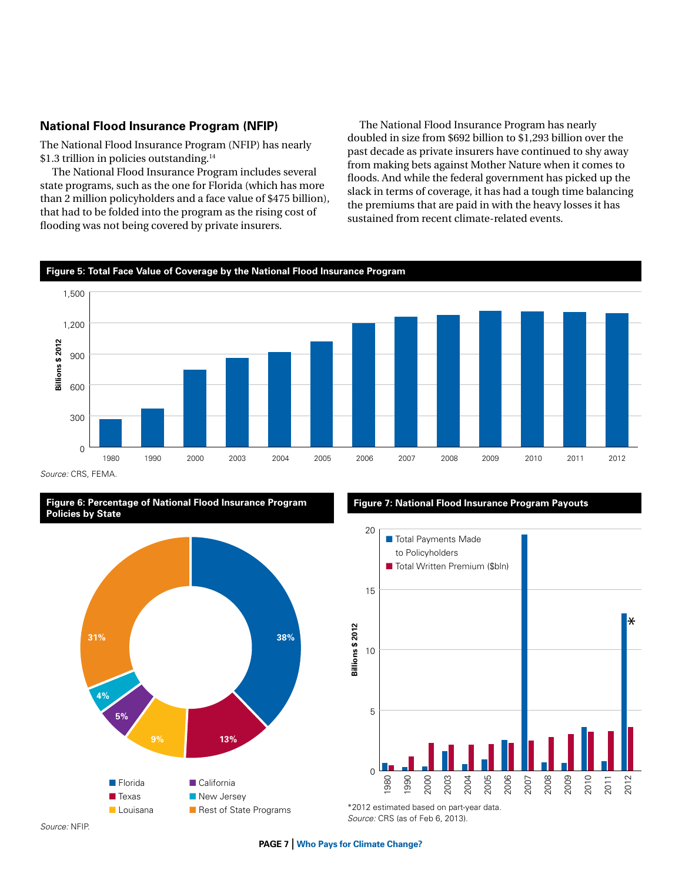## National Flood Insurance Program (NFIP)

The National Flood Insurance Program (NFIP) has nearly $1.3 trillion in policies outstanding.[14]

The National Flood Insurance Program includes several state programs, such as the one for Florida (which has more than 2 million policyholders and a face value of $475 billion), that had to be folded into the program as the rising cost of flooding was not being covered by private insurers.

The National Flood Insurance Program has nearly doubled in size from $692 billion to $1,293 billion over the past decade as private insurers have continued to shy away from making bets against Mother Nature when it comes to floods. And while the federal government has picked up the slack in terms of coverage, it has had a tough time balancing the premiums that are paid in with the heavy losses it has sustained from recent climate-related events.

**Figure 5: Total Face Value of Coverage by the National Flood Insurance Program**

*Source:* CRS, FEMA.

**Figure 6: Percentage of National Flood Insurance Program Policies by State**

| State | Percentage |
|---|---|
| Florida | 38% |
| Texas | 13% |
| Louisana | 9% |
| California | 5% |
| New Jersey | 4% |
| Rest of State Programs | 31% |

*Source:* NFIP.

**Figure 7: National Flood Insurance Program Payouts**

*2012 estimated based on part-year data.

*Source:* CRS (as of Feb 6, 2013).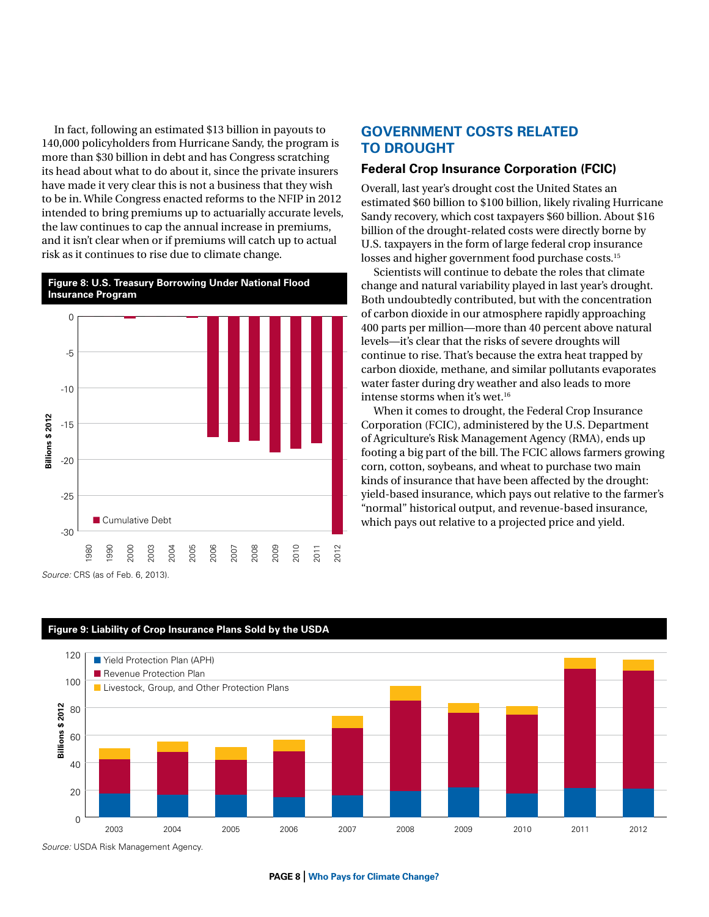In fact, following an estimated $13 billion in payouts to 140,000 policyholders from Hurricane Sandy, the program is more than $30 billion in debt and has Congress scratching its head about what to do about it, since the private insurers have made it very clear this is not a business that they wish to be in. While Congress enacted reforms to the NFIP in 2012 intended to bring premiums up to actuarially accurate levels, the law continues to cap the annual increase in premiums, and it isn't clear when or if premiums will catch up to actual risk as it continues to rise due to climate change.

**Figure 8: U.S. Treasury Borrowing Under National Flood Insurance Program**

*Source:* CRS (as of Feb. 6, 2013).

## GOVERNMENT COSTS RELATED TO DROUGHT

### Federal Crop Insurance Corporation (FCIC)

Overall, last year's drought cost the United States an estimated $60 billion to $100 billion, likely rivaling Hurricane Sandy recovery, which cost taxpayers $60 billion. About $16 billion of the drought-related costs were directly borne by U.S. taxpayers in the form of large federal crop insurance losses and higher government food purchase costs.[15]

Scientists will continue to debate the roles that climate change and natural variability played in last year's drought. Both undoubtedly contributed, but with the concentration of carbon dioxide in our atmosphere rapidly approaching 400 parts per million—more than 40 percent above natural levels—it's clear that the risks of severe droughts will continue to rise. That's because the extra heat trapped by carbon dioxide, methane, and similar pollutants evaporates water faster during dry weather and also leads to more intense storms when it's wet.[16]

When it comes to drought, the Federal Crop Insurance Corporation (FCIC), administered by the U.S. Department of Agriculture's Risk Management Agency (RMA), ends up footing a big part of the bill. The FCIC allows farmers growing corn, cotton, soybeans, and wheat to purchase two main kinds of insurance that have been affected by the drought: yield-based insurance, which pays out relative to the farmer's "normal" historical output, and revenue-based insurance, which pays out relative to a projected price and yield.

**Figure 9: Liability of Crop Insurance Plans Sold by the USDA**

*Source:* USDA Risk Management Agency.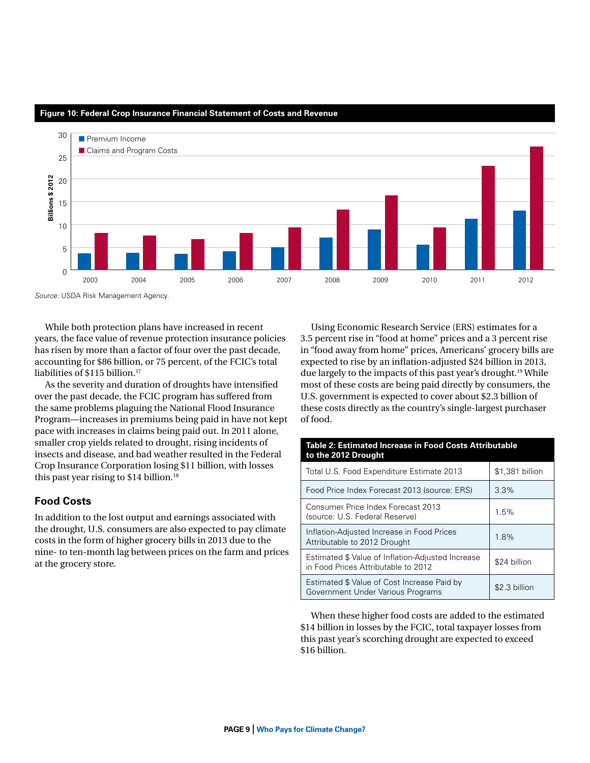**Figure 10: Federal Crop Insurance Financial Statement of Costs and Revenue**

*Source:* USDA Risk Management Agency.

While both protection plans have increased in recent years, the face value of revenue protection insurance policies has risen by more than a factor of four over the past decade, accounting for $86 billion, or 75 percent, of the FCIC's total liabilities of $115 billion.[17]

As the severity and duration of droughts have intensified over the past decade, the FCIC program has suffered from the same problems plaguing the National Flood Insurance Program—increases in premiums being paid in have not kept pace with increases in claims being paid out. In 2011 alone, smaller crop yields related to drought, rising incidents of insects and disease, and bad weather resulted in the Federal Crop Insurance Corporation losing $11 billion, with losses this past year rising to $14 billion.[18]

## Food Costs

In addition to the lost output and earnings associated with the drought, U.S. consumers are also expected to pay climate costs in the form of higher grocery bills in 2013 due to the nine- to ten-month lag between prices on the farm and prices at the grocery store.

Using Economic Research Service (ERS) estimates for a 3.5 percent rise in "food at home" prices and a 3 percent rise in "food away from home" prices, Americans' grocery bills are expected to rise by an inflation-adjusted $24 billion in 2013, due largely to the impacts of this past year's drought.[19] While most of these costs are being paid directly by consumers, the U.S. government is expected to cover about $2.3 billion of these costs directly as the country's single-largest purchaser of food.

**Table 2: Estimated Increase in Food Costs Attributable to the 2012 Drought**

| | |
|---|---|
| Total U.S. Food Expenditure Estimate 2013 | $1,381 billion |
| Food Price Index Forecast 2013 (source: ERS) | 3.3% |
| Consumer Price Index Forecast 2013 (source: U.S. Federal Reserve) | 1.5% |
| Inflation-Adjusted Increase in Food Prices Attributable to 2012 Drought | 1.8% |
| Estimated $ Value of Inflation-Adjusted Increase in Food Prices Attributable to 2012 | $24 billion |
| Estimated $ Value of Cost Increase Paid by Government Under Various Programs | $2.3 billion |

When these higher food costs are added to the estimated $14 billion in losses by the FCIC, total taxpayer losses from this past year's scorching drought are expected to exceed $16 billion.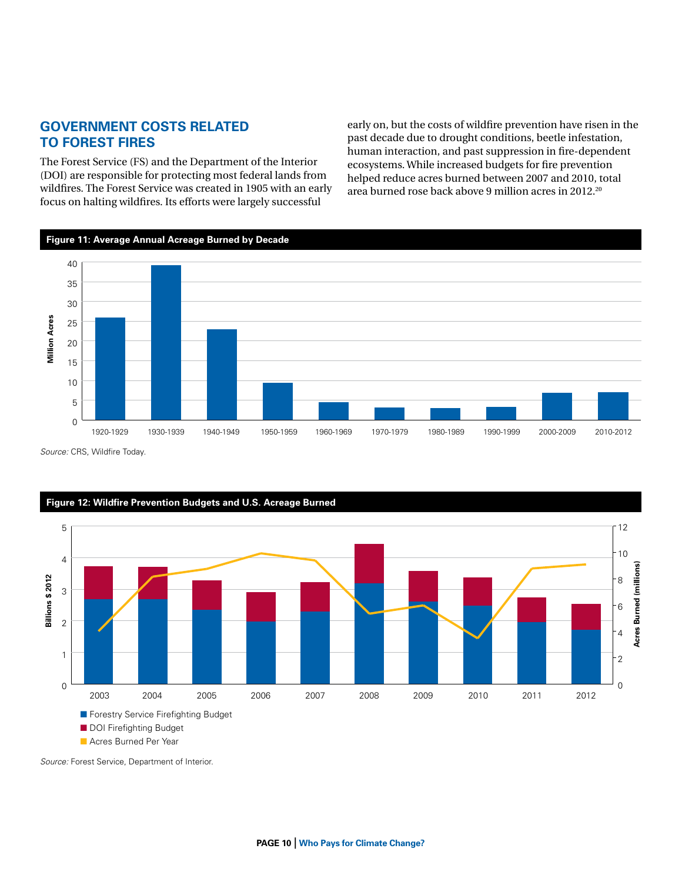## GOVERNMENT COSTS RELATED TO FOREST FIRES

The Forest Service (FS) and the Department of the Interior (DOI) are responsible for protecting most federal lands from wildfires. The Forest Service was created in 1905 with an early focus on halting wildfires. Its efforts were largely successful early on, but the costs of wildfire prevention have risen in the past decade due to drought conditions, beetle infestation, human interaction, and past suppression in fire-dependent ecosystems. While increased budgets for fire prevention helped reduce acres burned between 2007 and 2010, total area burned rose back above 9 million acres in 2012.[20]

**Figure 11: Average Annual Acreage Burned by Decade**

*Source:* CRS, Wildfire Today.

**Figure 12: Wildfire Prevention Budgets and U.S. Acreage Burned**

*Source:* Forest Service, Department of Interior.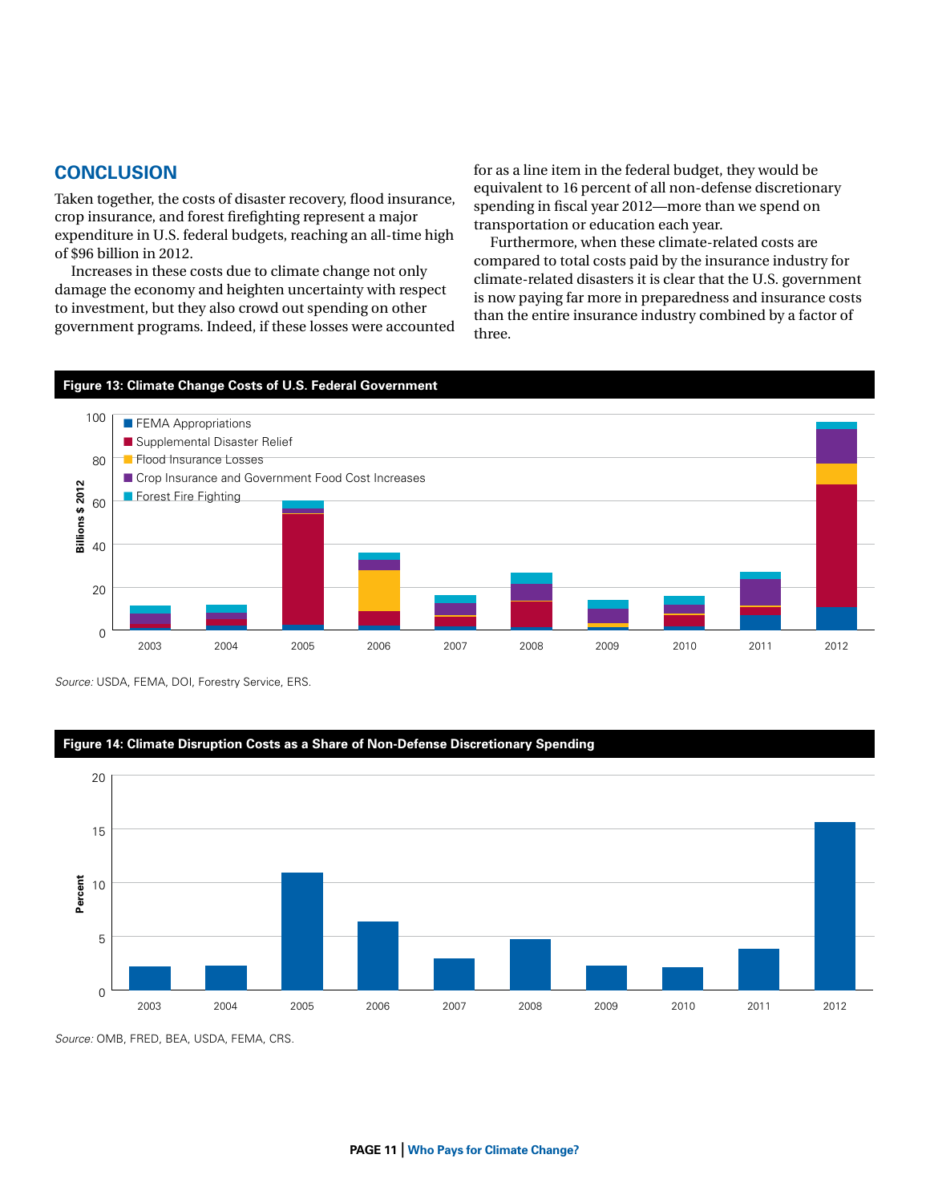## CONCLUSION

Taken together, the costs of disaster recovery, flood insurance, crop insurance, and forest firefighting represent a major expenditure in U.S. federal budgets, reaching an all-time high of $96 billion in 2012.

Increases in these costs due to climate change not only damage the economy and heighten uncertainty with respect to investment, but they also crowd out spending on other government programs. Indeed, if these losses were accounted for as a line item in the federal budget, they would be equivalent to 16 percent of all non-defense discretionary spending in fiscal year 2012—more than we spend on transportation or education each year.

Furthermore, when these climate-related costs are compared to total costs paid by the insurance industry for climate-related disasters it is clear that the U.S. government is now paying far more in preparedness and insurance costs than the entire insurance industry combined by a factor of three.

**Figure 13: Climate Change Costs of U.S. Federal Government**

*Source:* USDA, FEMA, DOI, Forestry Service, ERS.

**Figure 14: Climate Disruption Costs as a Share of Non-Defense Discretionary Spending**

*Source:* OMB, FRED, BEA, USDA, FEMA, CRS.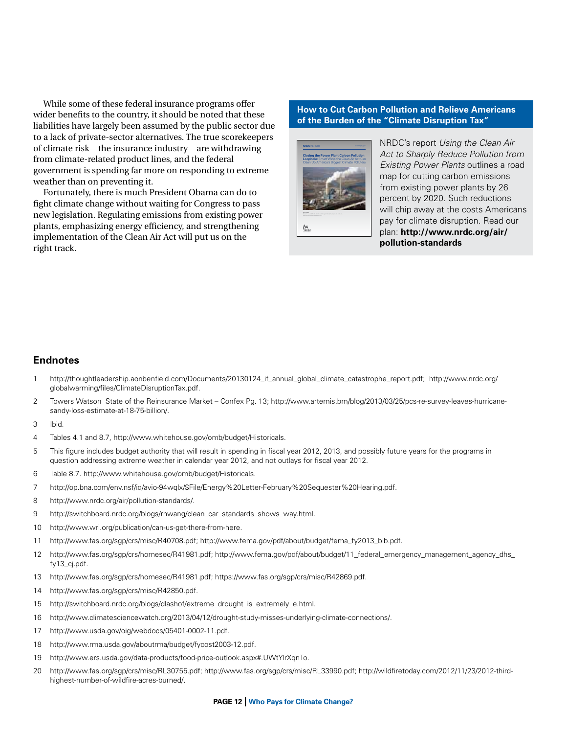While some of these federal insurance programs offer wider benefits to the country, it should be noted that these liabilities have largely been assumed by the public sector due to a lack of private-sector alternatives. The true scorekeepers of climate risk—the insurance industry—are withdrawing from climate-related product lines, and the federal government is spending far more on responding to extreme weather than on preventing it.

Fortunately, there is much President Obama can do to fight climate change without waiting for Congress to pass new legislation. Regulating emissions from existing power plants, emphasizing energy efficiency, and strengthening implementation of the Clean Air Act will put us on the right track.

**How to Cut Carbon Pollution and Relieve Americans of the Burden of the "Climate Disruption Tax"**

NRDC's report *Using the Clean Air Act to Sharply Reduce Pollution from Existing Power Plants* outlines a road map for cutting carbon emissions from existing power plants by 26 percent by 2020. Such reductions will chip away at the costs Americans pay for climate disruption. Read our plan: **http://www.nrdc.org/air/pollution-standards**

## Endnotes

1. http://thoughtleadership.aonbenfield.com/Documents/20130124_if_annual_global_climate_catastrophe_report.pdf; http://www.nrdc.org/globalwarming/files/ClimateDisruptionTax.pdf.
2. Towers Watson State of the Reinsurance Market – Confex Pg. 13; http://www.artemis.bm/blog/2013/03/25/pcs-re-survey-leaves-hurricane-sandy-loss-estimate-at-18-75-billion/.
3. Ibid.
4. Tables 4.1 and 8.7, http://www.whitehouse.gov/omb/budget/Historicals.
5. This figure includes budget authority that will result in spending in fiscal year 2012, 2013, and possibly future years for the programs in question addressing extreme weather in calendar year 2012, and not outlays for fiscal year 2012.
6. Table 8.7. http://www.whitehouse.gov/omb/budget/Historicals.
7. http://op.bna.com/env.nsf/id/avio-94wqlx/$File/Energy%20Letter-February%20Sequester%20Hearing.pdf.
8. http://www.nrdc.org/air/pollution-standards/.
9. http://switchboard.nrdc.org/blogs/rhwang/clean_car_standards_shows_way.html.
10. http://www.wri.org/publication/can-us-get-there-from-here.
11. http://www.fas.org/sgp/crs/misc/R40708.pdf; http://www.fema.gov/pdf/about/budget/fema_fy2013_bib.pdf.
12. http://www.fas.org/sgp/crs/homesec/R41981.pdf; http://www.fema.gov/pdf/about/budget/11_federal_emergency_management_agency_dhs_fy13_cj.pdf.
13. http://www.fas.org/sgp/crs/homesec/R41981.pdf; https://www.fas.org/sgp/crs/misc/R42869.pdf.
14. http://www.fas.org/sgp/crs/misc/R42850.pdf.
15. http://switchboard.nrdc.org/blogs/dlashof/extreme_drought_is_extremely_e.html.
16. http://www.climatesciencewatch.org/2013/04/12/drought-study-misses-underlying-climate-connections/.
17. http://www.usda.gov/oig/webdocs/05401-0002-11.pdf.
18. http://www.rma.usda.gov/aboutrma/budget/fycost2003-12.pdf.
19. http://www.ers.usda.gov/data-products/food-price-outlook.aspx#.UWtYlrXqnTo.
20. http://www.fas.org/sgp/crs/misc/RL30755.pdf; http://www.fas.org/sgp/crs/misc/RL33990.pdf; http://wildfiretoday.com/2012/11/23/2012-third-highest-number-of-wildfire-acres-burned/.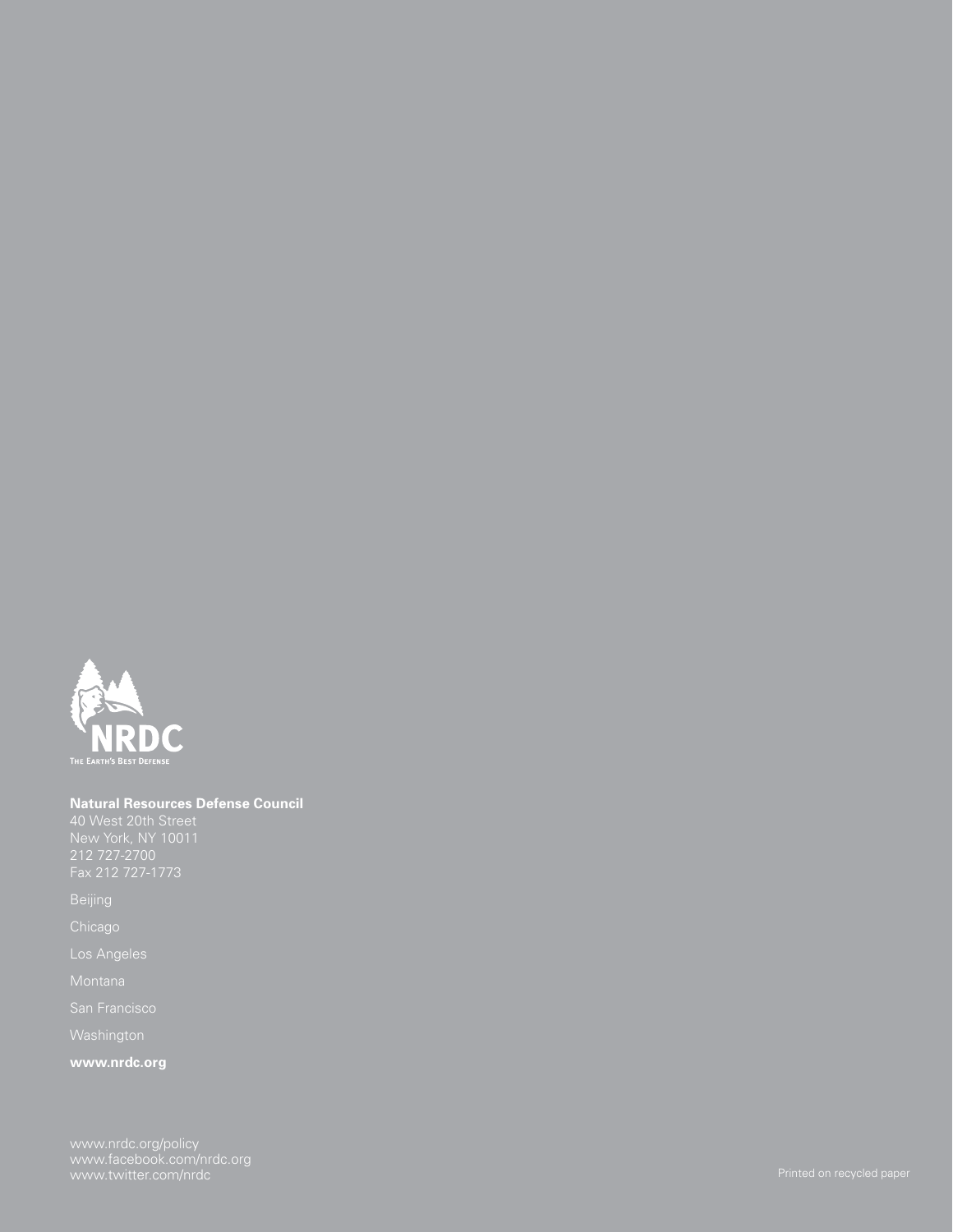NRDC

The Earth's Best Defense

**Natural Resources Defense Council**
40 West 20th Street
New York, NY 10011
212 727-2700
Fax 212 727-1773

Beijing

Chicago

Los Angeles

Montana

San Francisco

Washington

**www.nrdc.org**

www.nrdc.org/policy
www.facebook.com/nrdc.org
www.twitter.com/nrdc

Printed on recycled paper